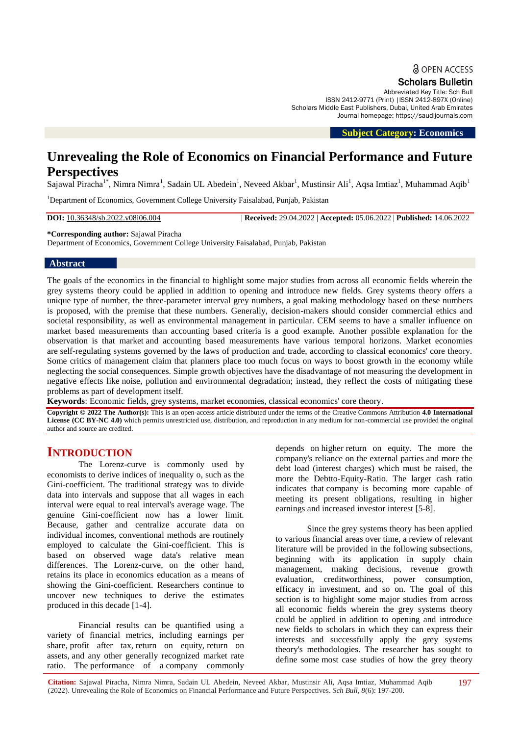OPEN ACCESS

**Scholars Bulletin**

Abbreviated Key Title: Sch Bull
ISSN 2412-9771 (Print) |ISSN 2412-897X (Online)
Scholars Middle East Publishers, Dubai, United Arab Emirates
Journal homepage: https://saudijournals.com

**Subject Category: Economics**

# Unrevealing the Role of Economics on Financial Performance and Future Perspectives

Sajawal Piracha[1*], Nimra Nimra[1], Sadain UL Abedein[1], Neveed Akbar[1], Mustinsir Ali[1], Aqsa Imtiaz[1], Muhammad Aqib[1]

[1]Department of Economics, Government College University Faisalabad, Punjab, Pakistan

**DOI:** 10.36348/sb.2022.v08i06.004 | **Received:** 29.04.2022 | **Accepted:** 05.06.2022 | **Published:** 14.06.2022

**\*Corresponding author:** Sajawal Piracha
Department of Economics, Government College University Faisalabad, Punjab, Pakistan

## Abstract

The goals of the economics in the financial to highlight some major studies from across all economic fields wherein the grey systems theory could be applied in addition to opening and introduce new fields. Grey systems theory offers a unique type of number, the three-parameter interval grey numbers, a goal making methodology based on these numbers is proposed, with the premise that these numbers. Generally, decision-makers should consider commercial ethics and societal responsibility, as well as environmental management in particular. CEM seems to have a smaller influence on market based measurements than accounting based criteria is a good example. Another possible explanation for the observation is that market and accounting based measurements have various temporal horizons. Market economies are self-regulating systems governed by the laws of production and trade, according to classical economics' core theory. Some critics of management claim that planners place too much focus on ways to boost growth in the economy while neglecting the social consequences. Simple growth objectives have the disadvantage of not measuring the development in negative effects like noise, pollution and environmental degradation; instead, they reflect the costs of mitigating these problems as part of development itself.

**Keywords**: Economic fields, grey systems, market economies, classical economics' core theory.

**Copyright © 2022 The Author(s):** This is an open-access article distributed under the terms of the Creative Commons Attribution **4.0 International License (CC BY-NC 4.0)** which permits unrestricted use, distribution, and reproduction in any medium for non-commercial use provided the original author and source are credited.

## INTRODUCTION

The Lorenz-curve is commonly used by economists to derive indices of inequality o, such as the Gini-coefficient. The traditional strategy was to divide data into intervals and suppose that all wages in each interval were equal to real interval's average wage. The genuine Gini-coefficient now has a lower limit. Because, gather and centralize accurate data on individual incomes, conventional methods are routinely employed to calculate the Gini-coefficient. This is based on observed wage data's relative mean differences. The Lorenz-curve, on the other hand, retains its place in economics education as a means of showing the Gini-coefficient. Researchers continue to uncover new techniques to derive the estimates produced in this decade [1-4].

Financial results can be quantified using a variety of financial metrics, including earnings per share, profit after tax, return on equity, return on assets, and any other generally recognized market rate ratio. The performance of a company commonly depends on higher return on equity. The more the company's reliance on the external parties and more the debt load (interest charges) which must be raised, the more the Debtto-Equity-Ratio. The larger cash ratio indicates that company is becoming more capable of meeting its present obligations, resulting in higher earnings and increased investor interest [5-8].

Since the grey systems theory has been applied to various financial areas over time, a review of relevant literature will be provided in the following subsections, beginning with its application in supply chain management, making decisions, revenue growth evaluation, creditworthiness, power consumption, efficacy in investment, and so on. The goal of this section is to highlight some major studies from across all economic fields wherein the grey systems theory could be applied in addition to opening and introduce new fields to scholars in which they can express their interests and successfully apply the grey systems theory's methodologies. The researcher has sought to define some most case studies of how the grey theory

**Citation:** Sajawal Piracha, Nimra Nimra, Sadain UL Abedein, Neveed Akbar, Mustinsir Ali, Aqsa Imtiaz, Muhammad Aqib (2022). Unrevealing the Role of Economics on Financial Performance and Future Perspectives. *Sch Bull, 8*(6): 197-200.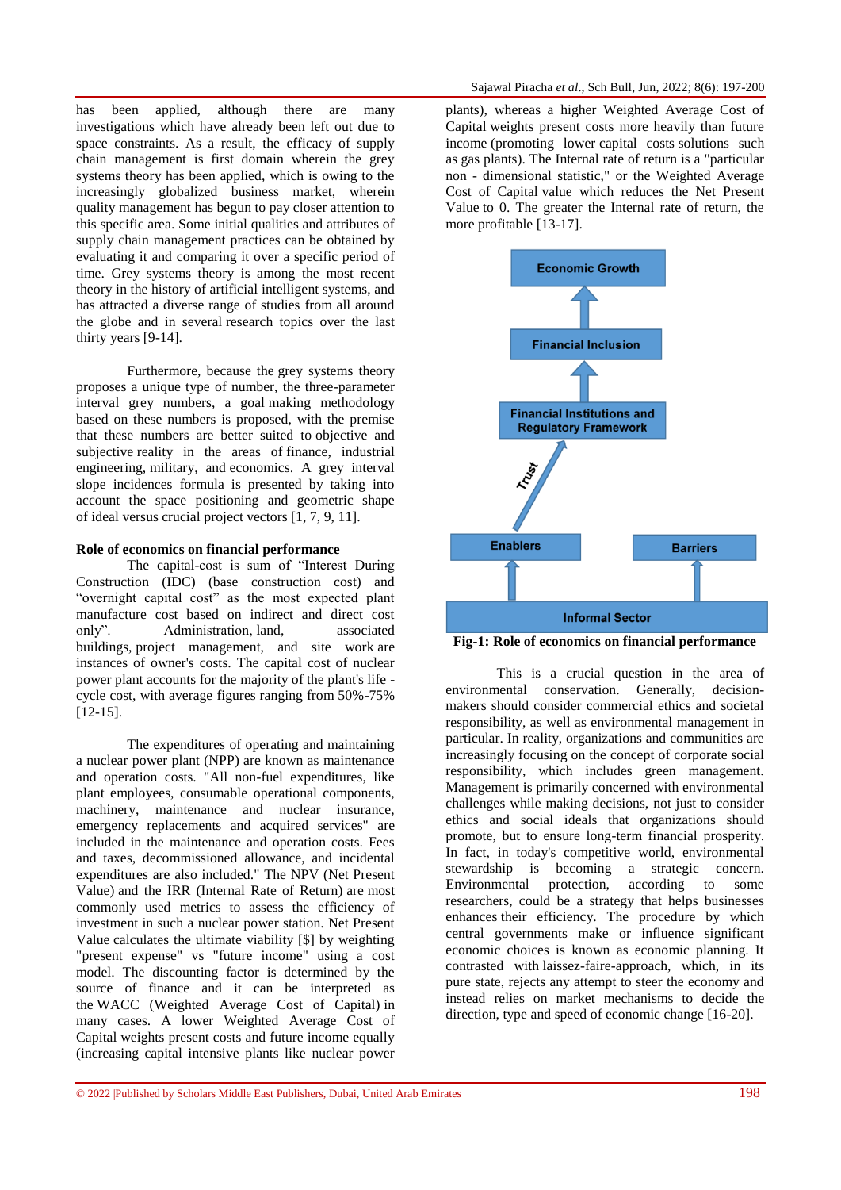has been applied, although there are many investigations which have already been left out due to space constraints. As a result, the efficacy of supply chain management is first domain wherein the grey systems theory has been applied, which is owing to the increasingly globalized business market, wherein quality management has begun to pay closer attention to this specific area. Some initial qualities and attributes of supply chain management practices can be obtained by evaluating it and comparing it over a specific period of time. Grey systems theory is among the most recent theory in the history of artificial intelligent systems, and has attracted a diverse range of studies from all around the globe and in several research topics over the last thirty years [9-14].

Furthermore, because the grey systems theory proposes a unique type of number, the three-parameter interval grey numbers, a goal making methodology based on these numbers is proposed, with the premise that these numbers are better suited to objective and subjective reality in the areas of finance, industrial engineering, military, and economics. A grey interval slope incidences formula is presented by taking into account the space positioning and geometric shape of ideal versus crucial project vectors [1, 7, 9, 11].

**Role of economics on financial performance**

The capital-cost is sum of "Interest During Construction (IDC) (base construction cost) and "overnight capital cost" as the most expected plant manufacture cost based on indirect and direct cost only". Administration, land, associated buildings, project management, and site work are instances of owner's costs. The capital cost of nuclear power plant accounts for the majority of the plant's life - cycle cost, with average figures ranging from 50%-75% [12-15].

The expenditures of operating and maintaining a nuclear power plant (NPP) are known as maintenance and operation costs. "All non-fuel expenditures, like plant employees, consumable operational components, machinery, maintenance and nuclear insurance, emergency replacements and acquired services" are included in the maintenance and operation costs. Fees and taxes, decommissioned allowance, and incidental expenditures are also included." The NPV (Net Present Value) and the IRR (Internal Rate of Return) are most commonly used metrics to assess the efficiency of investment in such a nuclear power station. Net Present Value calculates the ultimate viability [$] by weighting "present expense" vs "future income" using a cost model. The discounting factor is determined by the source of finance and it can be interpreted as the WACC (Weighted Average Cost of Capital) in many cases. A lower Weighted Average Cost of Capital weights present costs and future income equally (increasing capital intensive plants like nuclear power plants), whereas a higher Weighted Average Cost of Capital weights present costs more heavily than future income (promoting lower capital costs solutions such as gas plants). The Internal rate of return is a "particular non - dimensional statistic," or the Weighted Average Cost of Capital value which reduces the Net Present Value to 0. The greater the Internal rate of return, the more profitable [13-17].

**Fig-1: Role of economics on financial performance**

This is a crucial question in the area of environmental conservation. Generally, decision-makers should consider commercial ethics and societal responsibility, as well as environmental management in particular. In reality, organizations and communities are increasingly focusing on the concept of corporate social responsibility, which includes green management. Management is primarily concerned with environmental challenges while making decisions, not just to consider ethics and social ideals that organizations should promote, but to ensure long-term financial prosperity. In fact, in today's competitive world, environmental stewardship is becoming a strategic concern. Environmental protection, according to some researchers, could be a strategy that helps businesses enhances their efficiency. The procedure by which central governments make or influence significant economic choices is known as economic planning. It contrasted with laissez-faire-approach, which, in its pure state, rejects any attempt to steer the economy and instead relies on market mechanisms to decide the direction, type and speed of economic change [16-20].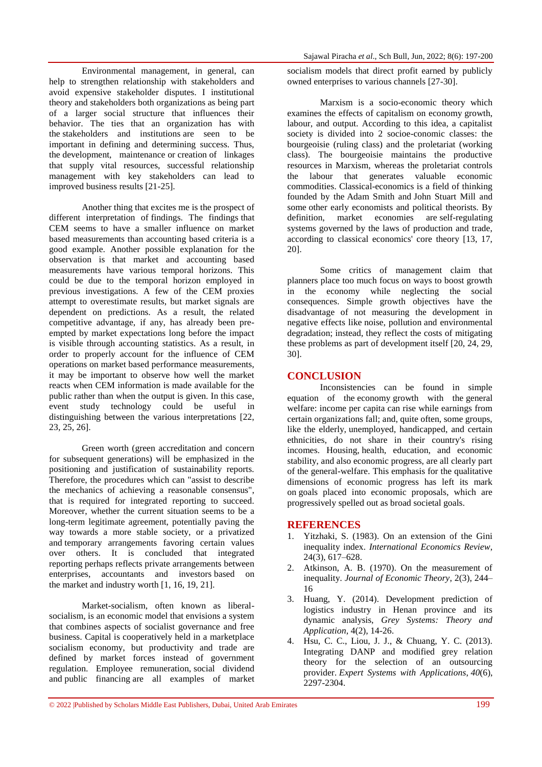Environmental management, in general, can help to strengthen relationship with stakeholders and avoid expensive stakeholder disputes. I institutional theory and stakeholders both organizations as being part of a larger social structure that influences their behavior. The ties that an organization has with the stakeholders and institutions are seen to be important in defining and determining success. Thus, the development, maintenance or creation of linkages that supply vital resources, successful relationship management with key stakeholders can lead to improved business results [21-25].

Another thing that excites me is the prospect of different interpretation of findings. The findings that CEM seems to have a smaller influence on market based measurements than accounting based criteria is a good example. Another possible explanation for the observation is that market and accounting based measurements have various temporal horizons. This could be due to the temporal horizon employed in previous investigations. A few of the CEM proxies attempt to overestimate results, but market signals are dependent on predictions. As a result, the related competitive advantage, if any, has already been pre-empted by market expectations long before the impact is visible through accounting statistics. As a result, in order to properly account for the influence of CEM operations on market based performance measurements, it may be important to observe how well the market reacts when CEM information is made available for the public rather than when the output is given. In this case, event study technology could be useful in distinguishing between the various interpretations [22, 23, 25, 26].

Green worth (green accreditation and concern for subsequent generations) will be emphasized in the positioning and justification of sustainability reports. Therefore, the procedures which can "assist to describe the mechanics of achieving a reasonable consensus", that is required for integrated reporting to succeed. Moreover, whether the current situation seems to be a long-term legitimate agreement, potentially paving the way towards a more stable society, or a privatized and temporary arrangements favoring certain values over others. It is concluded that integrated reporting perhaps reflects private arrangements between enterprises, accountants and investors based on the market and industry worth [1, 16, 19, 21].

Market-socialism, often known as liberal-socialism, is an economic model that envisions a system that combines aspects of socialist governance and free business. Capital is cooperatively held in a marketplace socialism economy, but productivity and trade are defined by market forces instead of government regulation. Employee remuneration, social dividend and public financing are all examples of market socialism models that direct profit earned by publicly owned enterprises to various channels [27-30].

Marxism is a socio-economic theory which examines the effects of capitalism on economy growth, labour, and output. According to this idea, a capitalist society is divided into 2 socioe-conomic classes: the bourgeoisie (ruling class) and the proletariat (working class). The bourgeoisie maintains the productive resources in Marxism, whereas the proletariat controls the labour that generates valuable economic commodities. Classical-economics is a field of thinking founded by the Adam Smith and John Stuart Mill and some other early economists and political theorists. By definition, market economies are self-regulating systems governed by the laws of production and trade, according to classical economics' core theory [13, 17, 20].

Some critics of management claim that planners place too much focus on ways to boost growth in the economy while neglecting the social consequences. Simple growth objectives have the disadvantage of not measuring the development in negative effects like noise, pollution and environmental degradation; instead, they reflect the costs of mitigating these problems as part of development itself [20, 24, 29, 30].

## CONCLUSION

Inconsistencies can be found in simple equation of the economy growth with the general welfare: income per capita can rise while earnings from certain organizations fall; and, quite often, some groups, like the elderly, unemployed, handicapped, and certain ethnicities, do not share in their country's rising incomes. Housing, health, education, and economic stability, and also economic progress, are all clearly part of the general-welfare. This emphasis for the qualitative dimensions of economic progress has left its mark on goals placed into economic proposals, which are progressively spelled out as broad societal goals.

## REFERENCES

1. Yitzhaki, S. (1983). On an extension of the Gini inequality index. *International Economics Review*, 24(3), 617–628.
2. Atkinson, A. B. (1970). On the measurement of inequality. *Journal of Economic Theory*, 2(3), 244–16
3. Huang, Y. (2014). Development prediction of logistics industry in Henan province and its dynamic analysis, *Grey Systems: Theory and Application*, 4(2), 14-26.
4. Hsu, C. C., Liou, J. J., & Chuang, Y. C. (2013). Integrating DANP and modified grey relation theory for the selection of an outsourcing provider. *Expert Systems with Applications*, *40*(6), 2297-2304.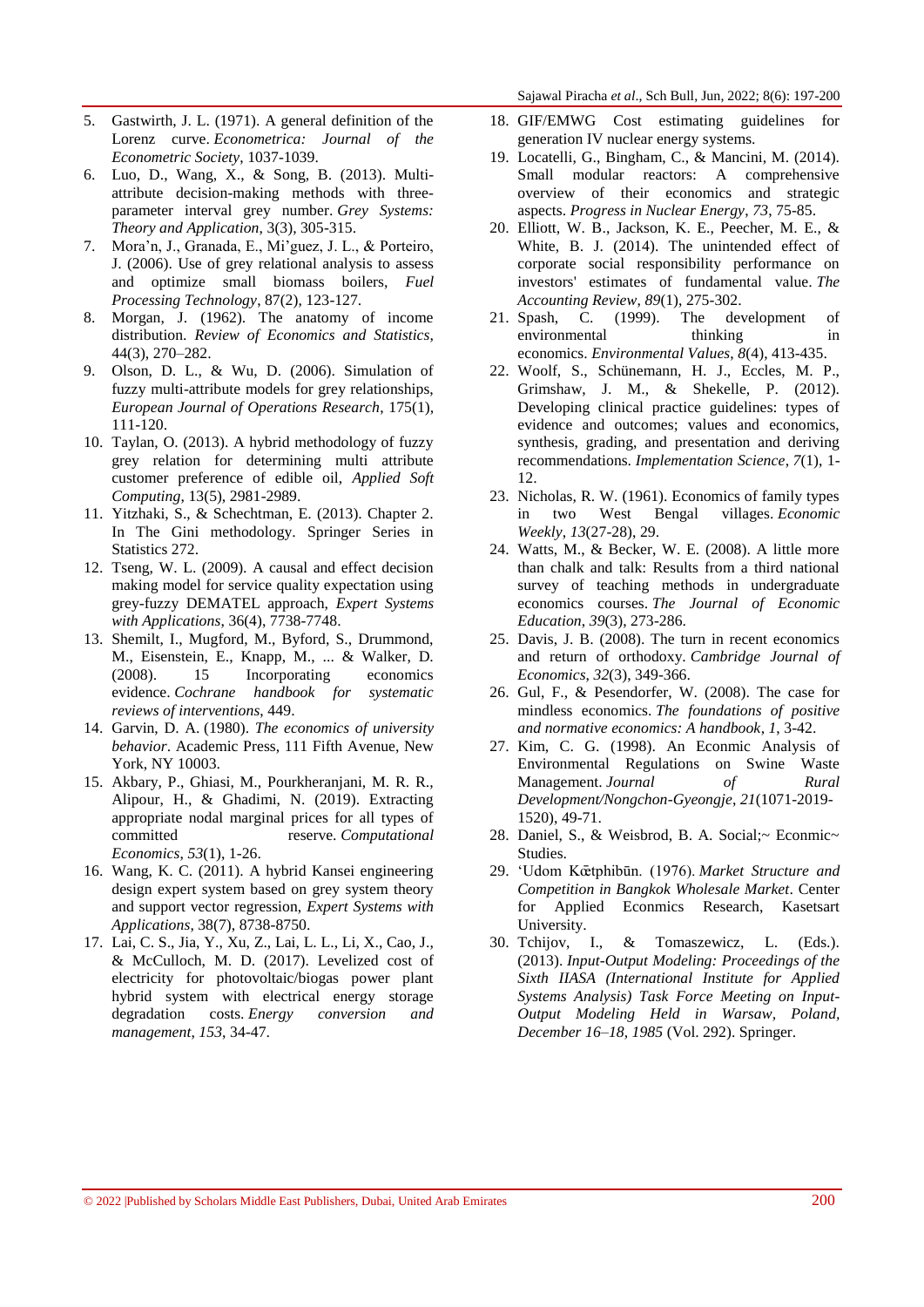5. Gastwirth, J. L. (1971). A general definition of the Lorenz curve. *Econometrica: Journal of the Econometric Society*, 1037-1039.
6. Luo, D., Wang, X., & Song, B. (2013). Multi-attribute decision-making methods with three-parameter interval grey number. *Grey Systems: Theory and Application*, 3(3), 305-315.
7. Mora'n, J., Granada, E., Mi'guez, J. L., & Porteiro, J. (2006). Use of grey relational analysis to assess and optimize small biomass boilers, *Fuel Processing Technology*, 87(2), 123-127.
8. Morgan, J. (1962). The anatomy of income distribution. *Review of Economics and Statistics*, 44(3), 270–282.
9. Olson, D. L., & Wu, D. (2006). Simulation of fuzzy multi-attribute models for grey relationships, *European Journal of Operations Research*, 175(1), 111-120.
10. Taylan, O. (2013). A hybrid methodology of fuzzy grey relation for determining multi attribute customer preference of edible oil, *Applied Soft Computing*, 13(5), 2981-2989.
11. Yitzhaki, S., & Schechtman, E. (2013). Chapter 2. In The Gini methodology. Springer Series in Statistics 272.
12. Tseng, W. L. (2009). A causal and effect decision making model for service quality expectation using grey-fuzzy DEMATEL approach, *Expert Systems with Applications*, 36(4), 7738-7748.
13. Shemilt, I., Mugford, M., Byford, S., Drummond, M., Eisenstein, E., Knapp, M., ... & Walker, D. (2008). 15 Incorporating economics evidence. *Cochrane handbook for systematic reviews of interventions*, 449.
14. Garvin, D. A. (1980). *The economics of university behavior*. Academic Press, 111 Fifth Avenue, New York, NY 10003.
15. Akbary, P., Ghiasi, M., Pourkheranjani, M. R. R., Alipour, H., & Ghadimi, N. (2019). Extracting appropriate nodal marginal prices for all types of committed reserve. *Computational Economics*, *53*(1), 1-26.
16. Wang, K. C. (2011). A hybrid Kansei engineering design expert system based on grey system theory and support vector regression, *Expert Systems with Applications*, 38(7), 8738-8750.
17. Lai, C. S., Jia, Y., Xu, Z., Lai, L. L., Li, X., Cao, J., & McCulloch, M. D. (2017). Levelized cost of electricity for photovoltaic/biogas power plant hybrid system with electrical energy storage degradation costs. *Energy conversion and management*, *153*, 34-47.
18. GIF/EMWG Cost estimating guidelines for generation IV nuclear energy systems.
19. Locatelli, G., Bingham, C., & Mancini, M. (2014). Small modular reactors: A comprehensive overview of their economics and strategic aspects. *Progress in Nuclear Energy*, *73*, 75-85.
20. Elliott, W. B., Jackson, K. E., Peecher, M. E., & White, B. J. (2014). The unintended effect of corporate social responsibility performance on investors' estimates of fundamental value. *The Accounting Review*, *89*(1), 275-302.
21. Spash, C. (1999). The development of environmental thinking in economics. *Environmental Values*, *8*(4), 413-435.
22. Woolf, S., Schünemann, H. J., Eccles, M. P., Grimshaw, J. M., & Shekelle, P. (2012). Developing clinical practice guidelines: types of evidence and outcomes; values and economics, synthesis, grading, and presentation and deriving recommendations. *Implementation Science*, *7*(1), 1-12.
23. Nicholas, R. W. (1961). Economics of family types in two West Bengal villages. *Economic Weekly*, *13*(27-28), 29.
24. Watts, M., & Becker, W. E. (2008). A little more than chalk and talk: Results from a third national survey of teaching methods in undergraduate economics courses. *The Journal of Economic Education*, *39*(3), 273-286.
25. Davis, J. B. (2008). The turn in recent economics and return of orthodoxy. *Cambridge Journal of Economics*, *32*(3), 349-366.
26. Gul, F., & Pesendorfer, W. (2008). The case for mindless economics. *The foundations of positive and normative economics: A handbook*, *1*, 3-42.
27. Kim, C. G. (1998). An Econmic Analysis of Environmental Regulations on Swine Waste Management. *Journal of Rural Development/Nongchon-Gyeongje*, *21*(1071-2019-1520), 49-71.
28. Daniel, S., & Weisbrod, B. A. Social;~ Econmic~ Studies.
29. 'Udom Kœ̄tphibūn. (1976). *Market Structure and Competition in Bangkok Wholesale Market*. Center for Applied Econmics Research, Kasetsart University.
30. Tchijov, I., & Tomaszewicz, L. (Eds.). (2013). *Input-Output Modeling: Proceedings of the Sixth IIASA (International Institute for Applied Systems Analysis) Task Force Meeting on Input-Output Modeling Held in Warsaw, Poland, December 16–18, 1985* (Vol. 292). Springer.